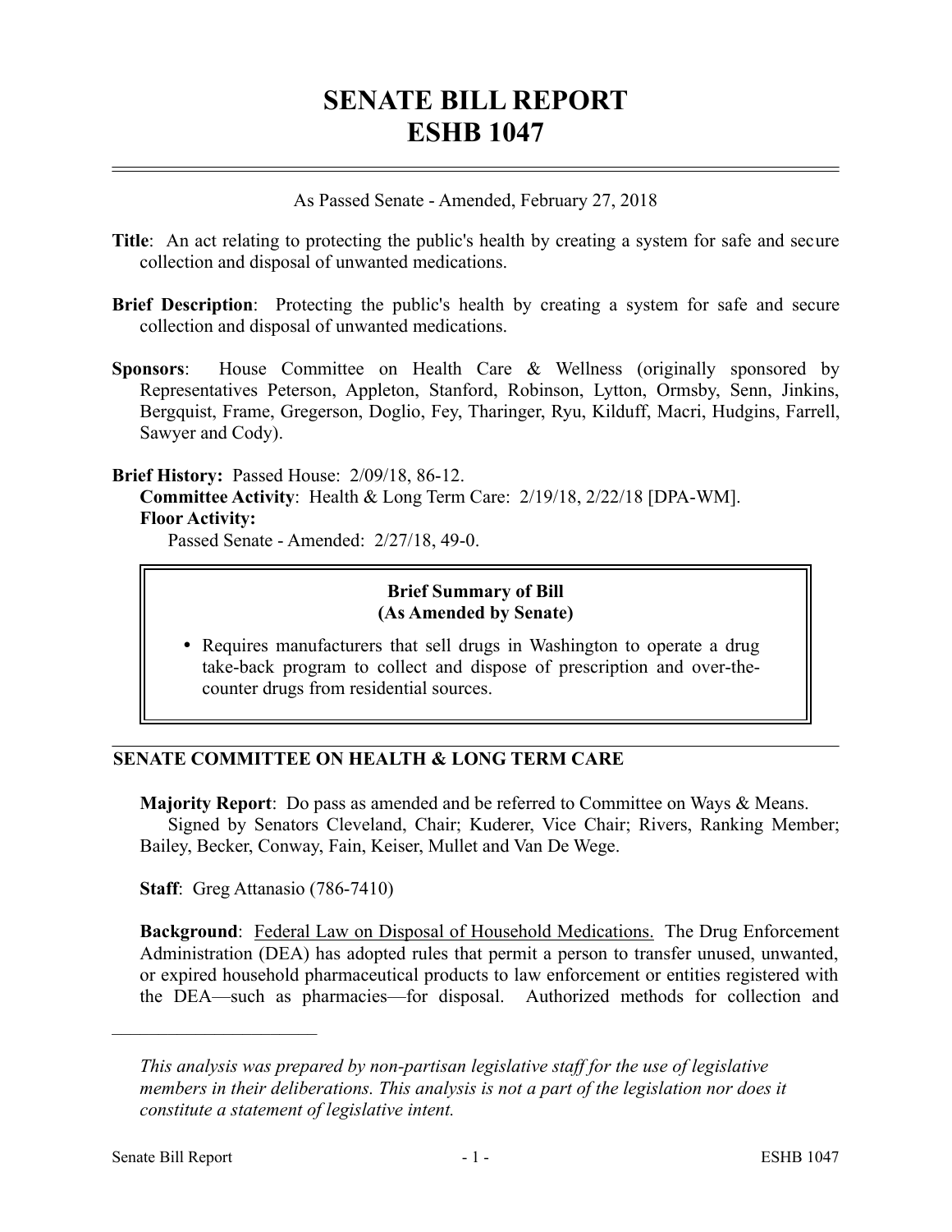# SENATE BILL REPORT
# ESHB 1047

As Passed Senate - Amended, February 27, 2018

**Title**: An act relating to protecting the public's health by creating a system for safe and secure collection and disposal of unwanted medications.

**Brief Description**: Protecting the public's health by creating a system for safe and secure collection and disposal of unwanted medications.

**Sponsors**: House Committee on Health Care & Wellness (originally sponsored by Representatives Peterson, Appleton, Stanford, Robinson, Lytton, Ormsby, Senn, Jinkins, Bergquist, Frame, Gregerson, Doglio, Fey, Tharinger, Ryu, Kilduff, Macri, Hudgins, Farrell, Sawyer and Cody).

**Brief History:** Passed House: 2/09/18, 86-12.
**Committee Activity**: Health & Long Term Care: 2/19/18, 2/22/18 [DPA-WM].
**Floor Activity:**
Passed Senate - Amended: 2/27/18, 49-0.

**Brief Summary of Bill (As Amended by Senate)**

- Requires manufacturers that sell drugs in Washington to operate a drug take-back program to collect and dispose of prescription and over-the-counter drugs from residential sources.

## SENATE COMMITTEE ON HEALTH & LONG TERM CARE

**Majority Report**: Do pass as amended and be referred to Committee on Ways & Means.
Signed by Senators Cleveland, Chair; Kuderer, Vice Chair; Rivers, Ranking Member; Bailey, Becker, Conway, Fain, Keiser, Mullet and Van De Wege.

**Staff**: Greg Attanasio (786-7410)

**Background**: Federal Law on Disposal of Household Medications. The Drug Enforcement Administration (DEA) has adopted rules that permit a person to transfer unused, unwanted, or expired household pharmaceutical products to law enforcement or entities registered with the DEA—such as pharmacies—for disposal. Authorized methods for collection and

*This analysis was prepared by non-partisan legislative staff for the use of legislative members in their deliberations. This analysis is not a part of the legislation nor does it constitute a statement of legislative intent.*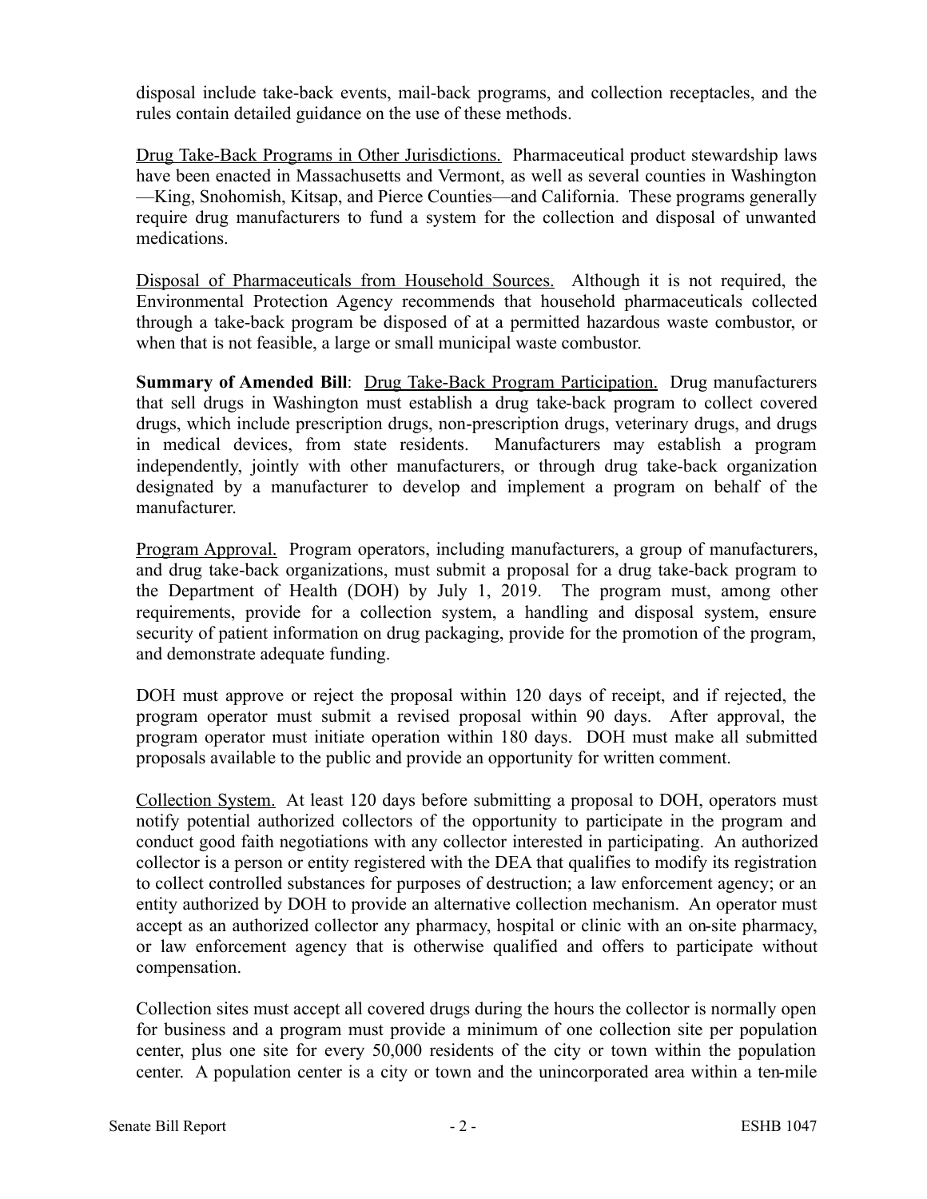disposal include take-back events, mail-back programs, and collection receptacles, and the rules contain detailed guidance on the use of these methods.

Drug Take-Back Programs in Other Jurisdictions. Pharmaceutical product stewardship laws have been enacted in Massachusetts and Vermont, as well as several counties in Washington —King, Snohomish, Kitsap, and Pierce Counties—and California. These programs generally require drug manufacturers to fund a system for the collection and disposal of unwanted medications.

Disposal of Pharmaceuticals from Household Sources. Although it is not required, the Environmental Protection Agency recommends that household pharmaceuticals collected through a take-back program be disposed of at a permitted hazardous waste combustor, or when that is not feasible, a large or small municipal waste combustor.

**Summary of Amended Bill**: Drug Take-Back Program Participation. Drug manufacturers that sell drugs in Washington must establish a drug take-back program to collect covered drugs, which include prescription drugs, non-prescription drugs, veterinary drugs, and drugs in medical devices, from state residents. Manufacturers may establish a program independently, jointly with other manufacturers, or through drug take-back organization designated by a manufacturer to develop and implement a program on behalf of the manufacturer.

Program Approval. Program operators, including manufacturers, a group of manufacturers, and drug take-back organizations, must submit a proposal for a drug take-back program to the Department of Health (DOH) by July 1, 2019. The program must, among other requirements, provide for a collection system, a handling and disposal system, ensure security of patient information on drug packaging, provide for the promotion of the program, and demonstrate adequate funding.

DOH must approve or reject the proposal within 120 days of receipt, and if rejected, the program operator must submit a revised proposal within 90 days. After approval, the program operator must initiate operation within 180 days. DOH must make all submitted proposals available to the public and provide an opportunity for written comment.

Collection System. At least 120 days before submitting a proposal to DOH, operators must notify potential authorized collectors of the opportunity to participate in the program and conduct good faith negotiations with any collector interested in participating. An authorized collector is a person or entity registered with the DEA that qualifies to modify its registration to collect controlled substances for purposes of destruction; a law enforcement agency; or an entity authorized by DOH to provide an alternative collection mechanism. An operator must accept as an authorized collector any pharmacy, hospital or clinic with an on-site pharmacy, or law enforcement agency that is otherwise qualified and offers to participate without compensation.

Collection sites must accept all covered drugs during the hours the collector is normally open for business and a program must provide a minimum of one collection site per population center, plus one site for every 50,000 residents of the city or town within the population center. A population center is a city or town and the unincorporated area within a ten-mile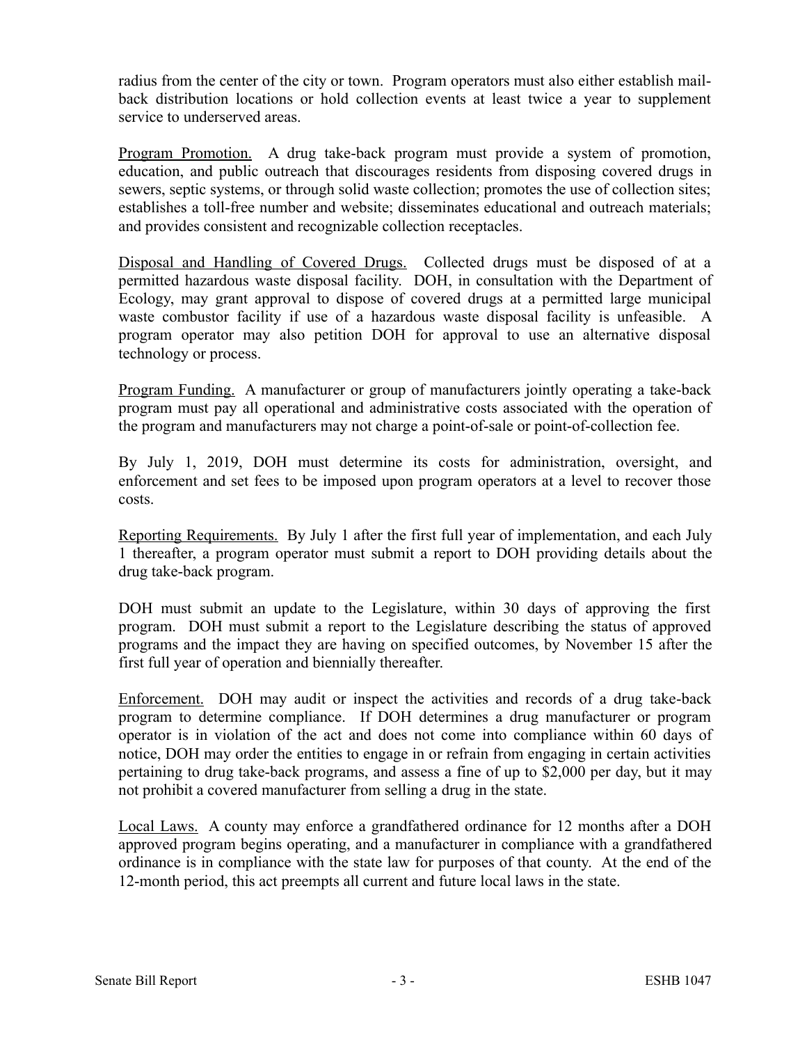radius from the center of the city or town. Program operators must also either establish mail-back distribution locations or hold collection events at least twice a year to supplement service to underserved areas.

Program Promotion. A drug take-back program must provide a system of promotion, education, and public outreach that discourages residents from disposing covered drugs in sewers, septic systems, or through solid waste collection; promotes the use of collection sites; establishes a toll-free number and website; disseminates educational and outreach materials; and provides consistent and recognizable collection receptacles.

Disposal and Handling of Covered Drugs. Collected drugs must be disposed of at a permitted hazardous waste disposal facility. DOH, in consultation with the Department of Ecology, may grant approval to dispose of covered drugs at a permitted large municipal waste combustor facility if use of a hazardous waste disposal facility is unfeasible. A program operator may also petition DOH for approval to use an alternative disposal technology or process.

Program Funding. A manufacturer or group of manufacturers jointly operating a take-back program must pay all operational and administrative costs associated with the operation of the program and manufacturers may not charge a point-of-sale or point-of-collection fee.

By July 1, 2019, DOH must determine its costs for administration, oversight, and enforcement and set fees to be imposed upon program operators at a level to recover those costs.

Reporting Requirements. By July 1 after the first full year of implementation, and each July 1 thereafter, a program operator must submit a report to DOH providing details about the drug take-back program.

DOH must submit an update to the Legislature, within 30 days of approving the first program. DOH must submit a report to the Legislature describing the status of approved programs and the impact they are having on specified outcomes, by November 15 after the first full year of operation and biennially thereafter.

Enforcement. DOH may audit or inspect the activities and records of a drug take-back program to determine compliance. If DOH determines a drug manufacturer or program operator is in violation of the act and does not come into compliance within 60 days of notice, DOH may order the entities to engage in or refrain from engaging in certain activities pertaining to drug take-back programs, and assess a fine of up to $2,000 per day, but it may not prohibit a covered manufacturer from selling a drug in the state.

Local Laws. A county may enforce a grandfathered ordinance for 12 months after a DOH approved program begins operating, and a manufacturer in compliance with a grandfathered ordinance is in compliance with the state law for purposes of that county. At the end of the 12-month period, this act preempts all current and future local laws in the state.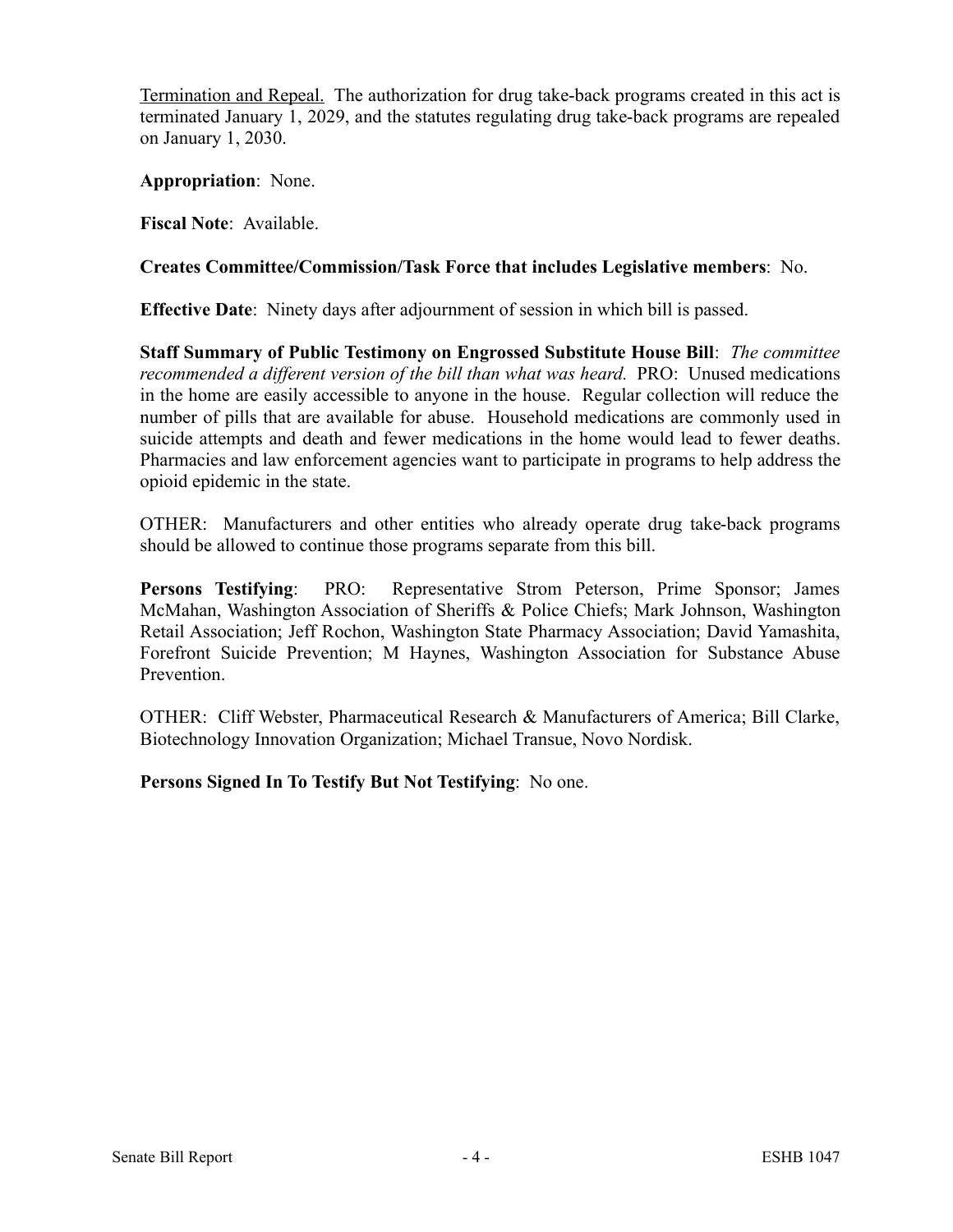Termination and Repeal. The authorization for drug take-back programs created in this act is terminated January 1, 2029, and the statutes regulating drug take-back programs are repealed on January 1, 2030.

**Appropriation**: None.

**Fiscal Note**: Available.

**Creates Committee/Commission/Task Force that includes Legislative members**: No.

**Effective Date**: Ninety days after adjournment of session in which bill is passed.

**Staff Summary of Public Testimony on Engrossed Substitute House Bill**: *The committee recommended a different version of the bill than what was heard.* PRO: Unused medications in the home are easily accessible to anyone in the house. Regular collection will reduce the number of pills that are available for abuse. Household medications are commonly used in suicide attempts and death and fewer medications in the home would lead to fewer deaths. Pharmacies and law enforcement agencies want to participate in programs to help address the opioid epidemic in the state.

OTHER: Manufacturers and other entities who already operate drug take-back programs should be allowed to continue those programs separate from this bill.

**Persons Testifying**: PRO: Representative Strom Peterson, Prime Sponsor; James McMahan, Washington Association of Sheriffs & Police Chiefs; Mark Johnson, Washington Retail Association; Jeff Rochon, Washington State Pharmacy Association; David Yamashita, Forefront Suicide Prevention; M Haynes, Washington Association for Substance Abuse Prevention.

OTHER: Cliff Webster, Pharmaceutical Research & Manufacturers of America; Bill Clarke, Biotechnology Innovation Organization; Michael Transue, Novo Nordisk.

**Persons Signed In To Testify But Not Testifying**: No one.